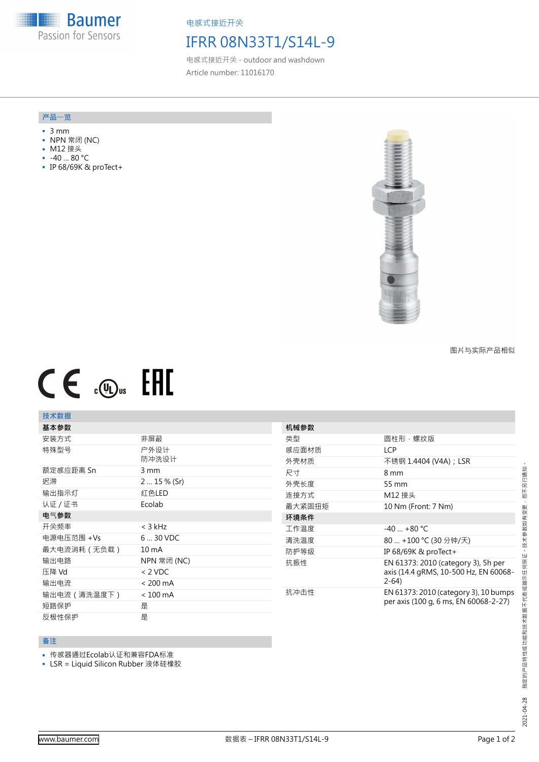电感式接近开关

# IFRR 08N33T1/S14L-9

电感式接近开关 - outdoor and washdown

Article number: 11016170

## 产品一览

- 3 mm
- NPN 常闭 (NC)
- M12 接头
- -40 ... 80 °C
- IP 68/69K & proTect+

图片与实际产品相似

## 技术数据

| 基本参数 | |
|---|---|
| 安装方式 | 非屏蔽 |
| 特殊型号 | 户外设计<br>防冲洗设计 |
| 额定感应距离 Sn | 3 mm |
| 迟滞 | 2 ... 15 % (Sr) |
| 输出指示灯 | 红色LED |
| 认证 / 证书 | Ecolab |
| **电气参数** | |
| 开关频率 | < 3 kHz |
| 电源电压范围 +Vs | 6 ... 30 VDC |
| 最大电流消耗（无负载） | 10 mA |
| 输出电路 | NPN 常闭 (NC) |
| 压降 Vd | < 2 VDC |
| 输出电流 | < 200 mA |
| 输出电流（清洗温度下） | < 100 mA |
| 短路保护 | 是 |
| 反极性保护 | 是 |

| 机械参数 | |
|---|---|
| 类型 | 圆柱形，螺纹版 |
| 感应面材质 | LCP |
| 外壳材质 | 不锈钢 1.4404 (V4A)；LSR |
| 尺寸 | 8 mm |
| 外壳长度 | 55 mm |
| 连接方式 | M12 接头 |
| 最大紧固扭矩 | 10 Nm (Front: 7 Nm) |
| **环境条件** | |
| 工作温度 | -40 ... +80 °C |
| 清洗温度 | 80 ... +100 °C (30 分钟/天) |
| 防护等级 | IP 68/69K & proTect+ |
| 抗振性 | EN 61373: 2010 (category 3), 5h per axis (14.4 gRMS, 10-500 Hz, EN 60068-2-64) |
| 抗冲击性 | EN 61373: 2010 (category 3), 10 bumps per axis (100 g, 6 ms, EN 60068-2-27) |

## 备注

- 传感器通过Ecolab认证和兼容FDA标准
- LSR = Liquid Silicon Rubber 液体硅橡胶

2021-04-28 指定的产品特性或功能和技术数据不代表或暗示任何保证。技术参数如有变更，恕不另行通知。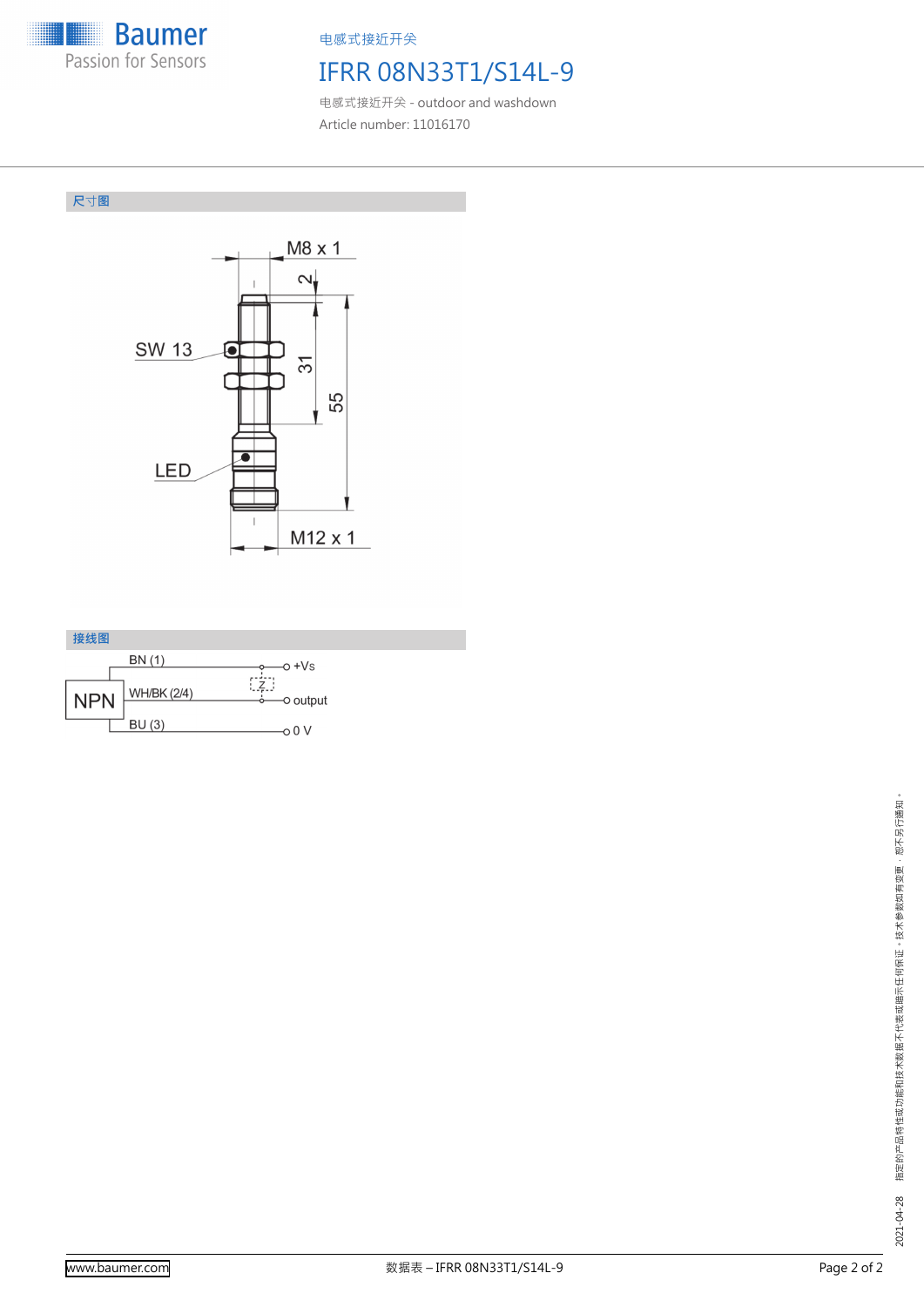电感式接近开关

# IFRR 08N33T1/S14L-9

电感式接近开关 - outdoor and washdown

Article number: 11016170

## 尺寸图

M8 x 1

2

SW 13

31

55

LED

M12 x 1

## 接线图

NPN

BN (1)

WH/BK (2/4)

BU (3)

Z

+Vs

output

0 V

2021-04-28 指定的产品特性或功能和技术数据不代表或暗示任何保证。技术参数如有变更，恕不另行通知。